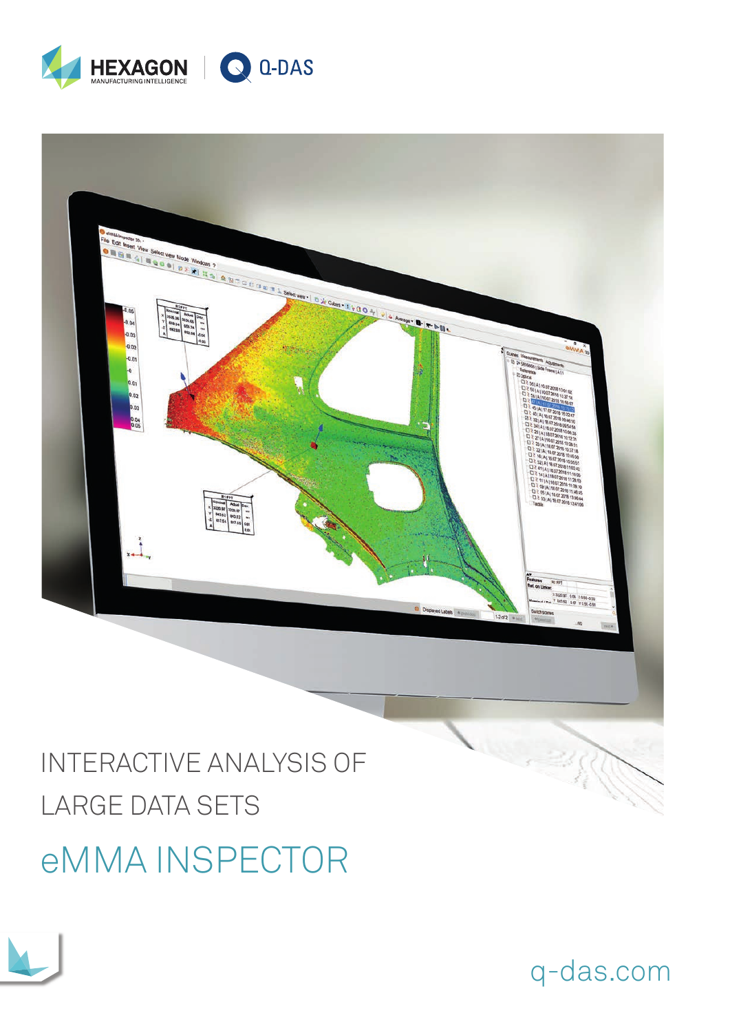HEXAGON MANUFACTURING INTELLIGENCE | Q-DAS

# INTERACTIVE ANALYSIS OF LARGE DATA SETS

# eMMA INSPECTOR

q-das.com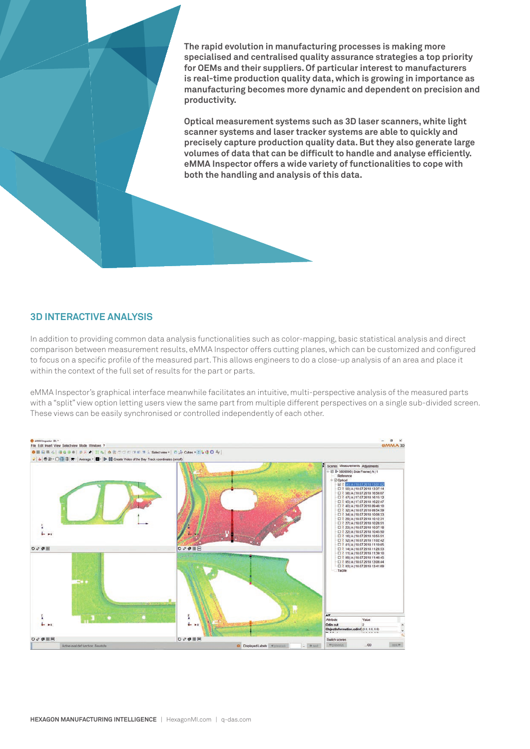**The rapid evolution in manufacturing processes is making more specialised and centralised quality assurance strategies a top priority for OEMs and their suppliers. Of particular interest to manufacturers is real-time production quality data, which is growing in importance as manufacturing becomes more dynamic and dependent on precision and productivity.**

**Optical measurement systems such as 3D laser scanners, white light scanner systems and laser tracker systems are able to quickly and precisely capture production quality data. But they also generate large volumes of data that can be difficult to handle and analyse efficiently. eMMA Inspector offers a wide variety of functionalities to cope with both the handling and analysis of this data.**

## 3D INTERACTIVE ANALYSIS

In addition to providing common data analysis functionalities such as color-mapping, basic statistical analysis and direct comparison between measurement results, eMMA Inspector offers cutting planes, which can be customized and configured to focus on a specific profile of the measured part. This allows engineers to do a close-up analysis of an area and place it within the context of the full set of results for the part or parts.

eMMA Inspector's graphical interface meanwhile facilitates an intuitive, multi-perspective analysis of the measured parts with a "split" view option letting users view the same part from multiple different perspectives on a single sub-divided screen. These views can be easily synchronised or controlled independently of each other.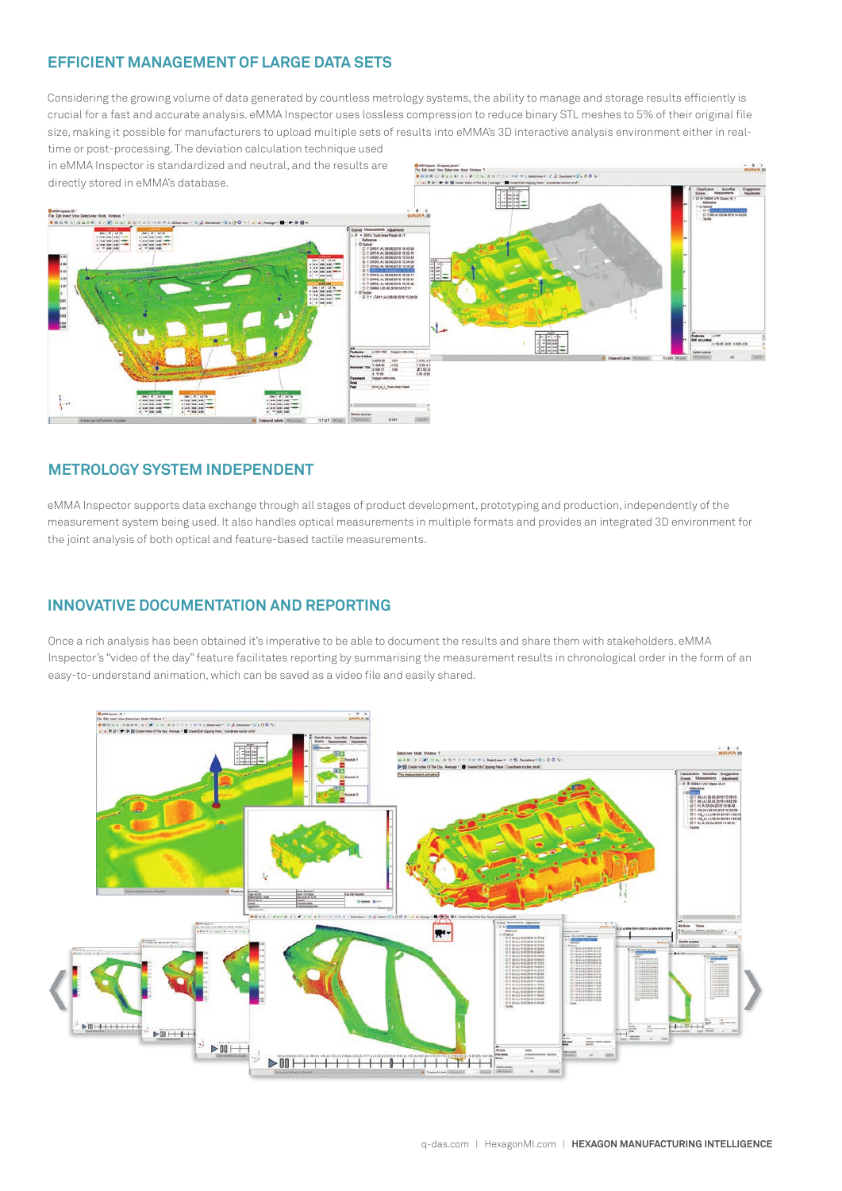## EFFICIENT MANAGEMENT OF LARGE DATA SETS

Considering the growing volume of data generated by countless metrology systems, the ability to manage and storage results efficiently is crucial for a fast and accurate analysis. eMMA Inspector uses lossless compression to reduce binary STL meshes to 5% of their original file size, making it possible for manufacturers to upload multiple sets of results into eMMA's 3D interactive analysis environment either in real-time or post-processing. The deviation calculation technique used in eMMA Inspector is standardized and neutral, and the results are directly stored in eMMA's database.

## METROLOGY SYSTEM INDEPENDENT

eMMA Inspector supports data exchange through all stages of product development, prototyping and production, independently of the measurement system being used. It also handles optical measurements in multiple formats and provides an integrated 3D environment for the joint analysis of both optical and feature-based tactile measurements.

## INNOVATIVE DOCUMENTATION AND REPORTING

Once a rich analysis has been obtained it's imperative to be able to document the results and share them with stakeholders. eMMA Inspector's "video of the day" feature facilitates reporting by summarising the measurement results in chronological order in the form of an easy-to-understand animation, which can be saved as a video file and easily shared.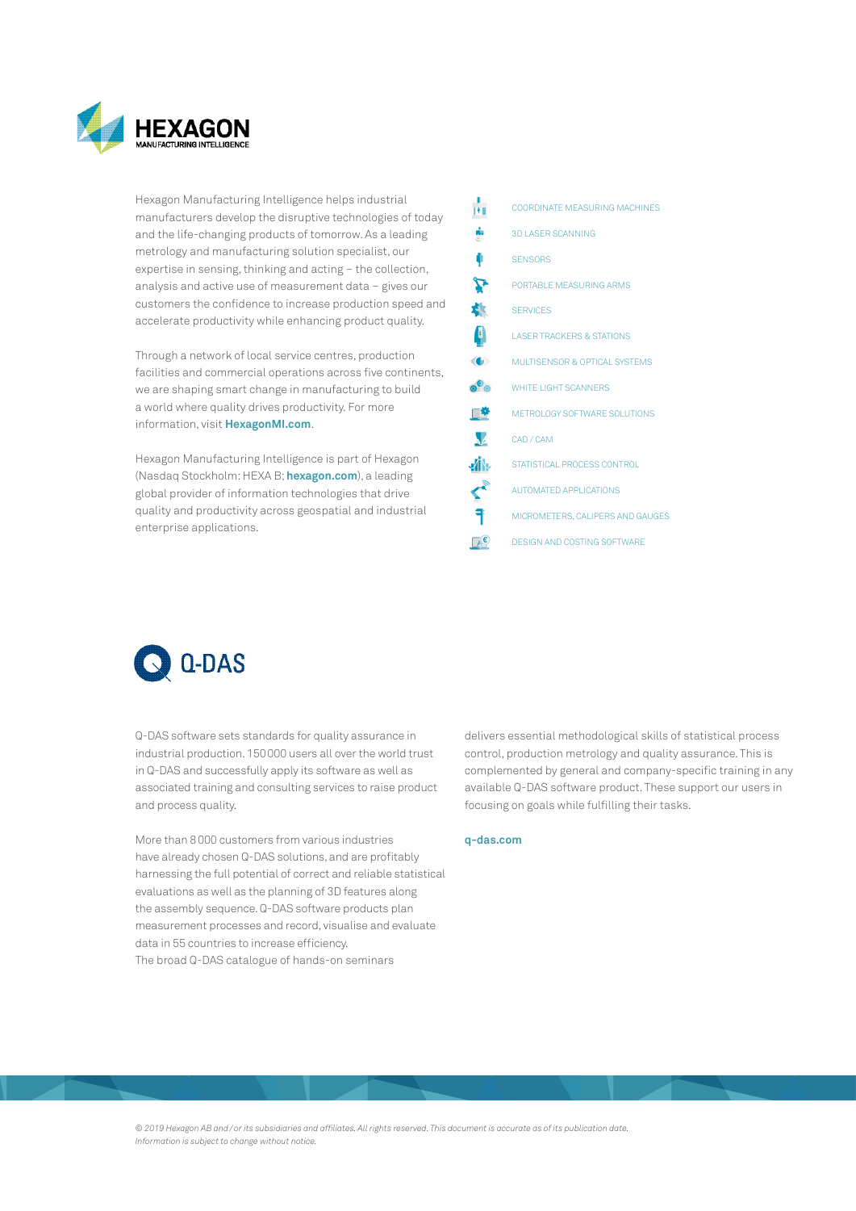# HEXAGON

MANUFACTURING INTELLIGENCE

Hexagon Manufacturing Intelligence helps industrial manufacturers develop the disruptive technologies of today and the life-changing products of tomorrow. As a leading metrology and manufacturing solution specialist, our expertise in sensing, thinking and acting – the collection, analysis and active use of measurement data – gives our customers the confidence to increase production speed and accelerate productivity while enhancing product quality.

Through a network of local service centres, production facilities and commercial operations across five continents, we are shaping smart change in manufacturing to build a world where quality drives productivity. For more information, visit **HexagonMI.com**.

Hexagon Manufacturing Intelligence is part of Hexagon (Nasdaq Stockholm: HEXA B; **hexagon.com**), a leading global provider of information technologies that drive quality and productivity across geospatial and industrial enterprise applications.

- COORDINATE MEASURING MACHINES
- 3D LASER SCANNING
- SENSORS
- PORTABLE MEASURING ARMS
- SERVICES
- LASER TRACKERS & STATIONS
- MULTISENSOR & OPTICAL SYSTEMS
- WHITE LIGHT SCANNERS
- METROLOGY SOFTWARE SOLUTIONS
- CAD / CAM
- STATISTICAL PROCESS CONTROL
- AUTOMATED APPLICATIONS
- MICROMETERS, CALIPERS AND GAUGES
- DESIGN AND COSTING SOFTWARE

# Q-DAS

Q-DAS software sets standards for quality assurance in industrial production. 150 000 users all over the world trust in Q-DAS and successfully apply its software as well as associated training and consulting services to raise product and process quality.

More than 8 000 customers from various industries have already chosen Q-DAS solutions, and are profitably harnessing the full potential of correct and reliable statistical evaluations as well as the planning of 3D features along the assembly sequence. Q-DAS software products plan measurement processes and record, visualise and evaluate data in 55 countries to increase efficiency.
The broad Q-DAS catalogue of hands-on seminars delivers essential methodological skills of statistical process control, production metrology and quality assurance. This is complemented by general and company-specific training in any available Q-DAS software product. These support our users in focusing on goals while fulfilling their tasks.

**q-das.com**

*© 2019 Hexagon AB and/or its subsidiaries and affiliates. All rights reserved. This document is accurate as of its publication date. Information is subject to change without notice.*